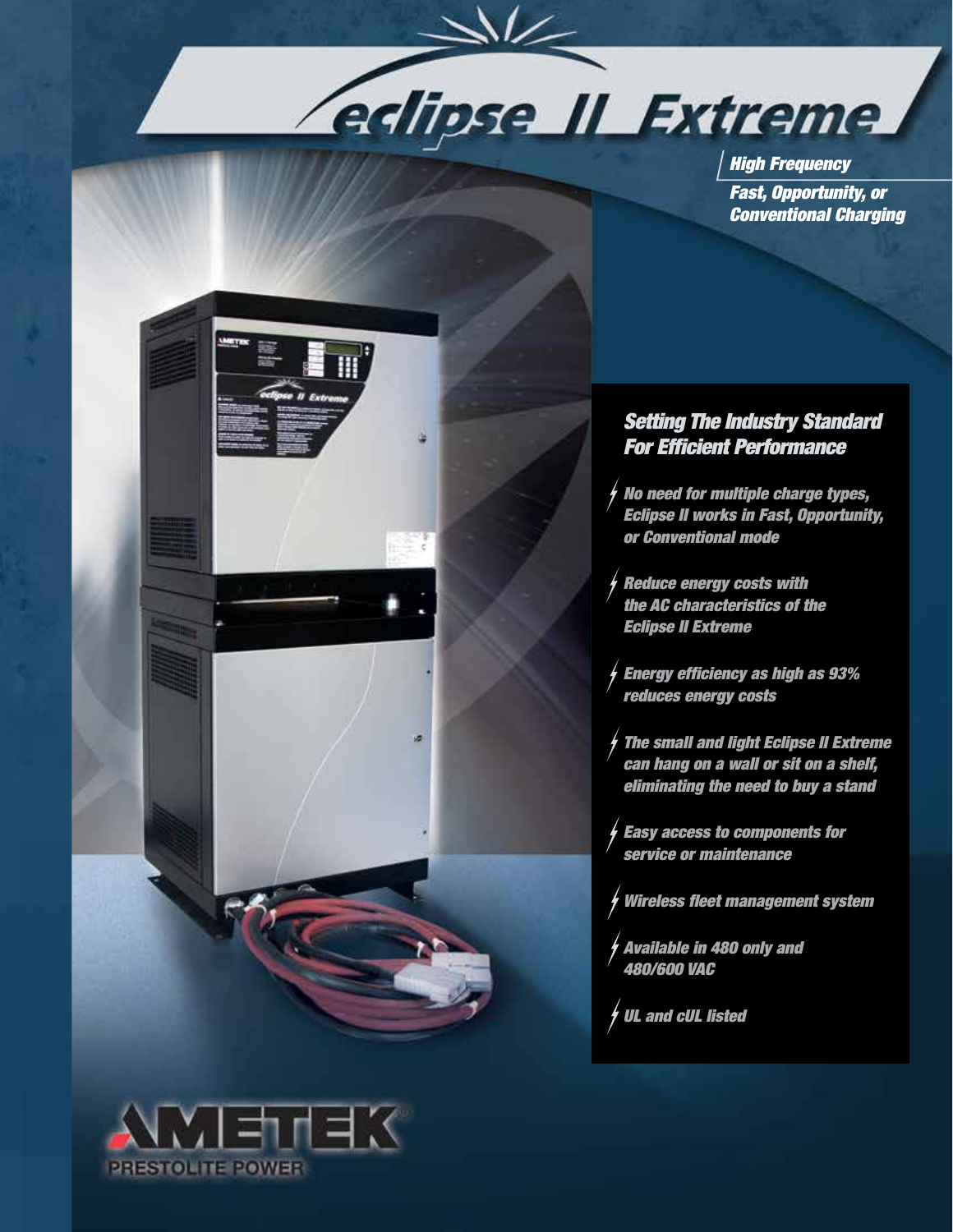# eclipse II Extreme

*High Frequency*

*Fast, Opportunity, or Conventional Charging*

## *Setting The Industry Standard For Efficient Performance*

- *No need for multiple charge types, Eclipse II works in Fast, Opportunity, or Conventional mode*
- *Reduce energy costs with the AC characteristics of the Eclipse II Extreme*
- *Energy efficiency as high as 93% reduces energy costs*
- *The small and light Eclipse II Extreme can hang on a wall or sit on a shelf, eliminating the need to buy a stand*
- *Easy access to components for service or maintenance*
- *Wireless fleet management system*
- *Available in 480 only and 480/600 VAC*
- *UL and cUL listed*

AMETEK

PRESTOLITE POWER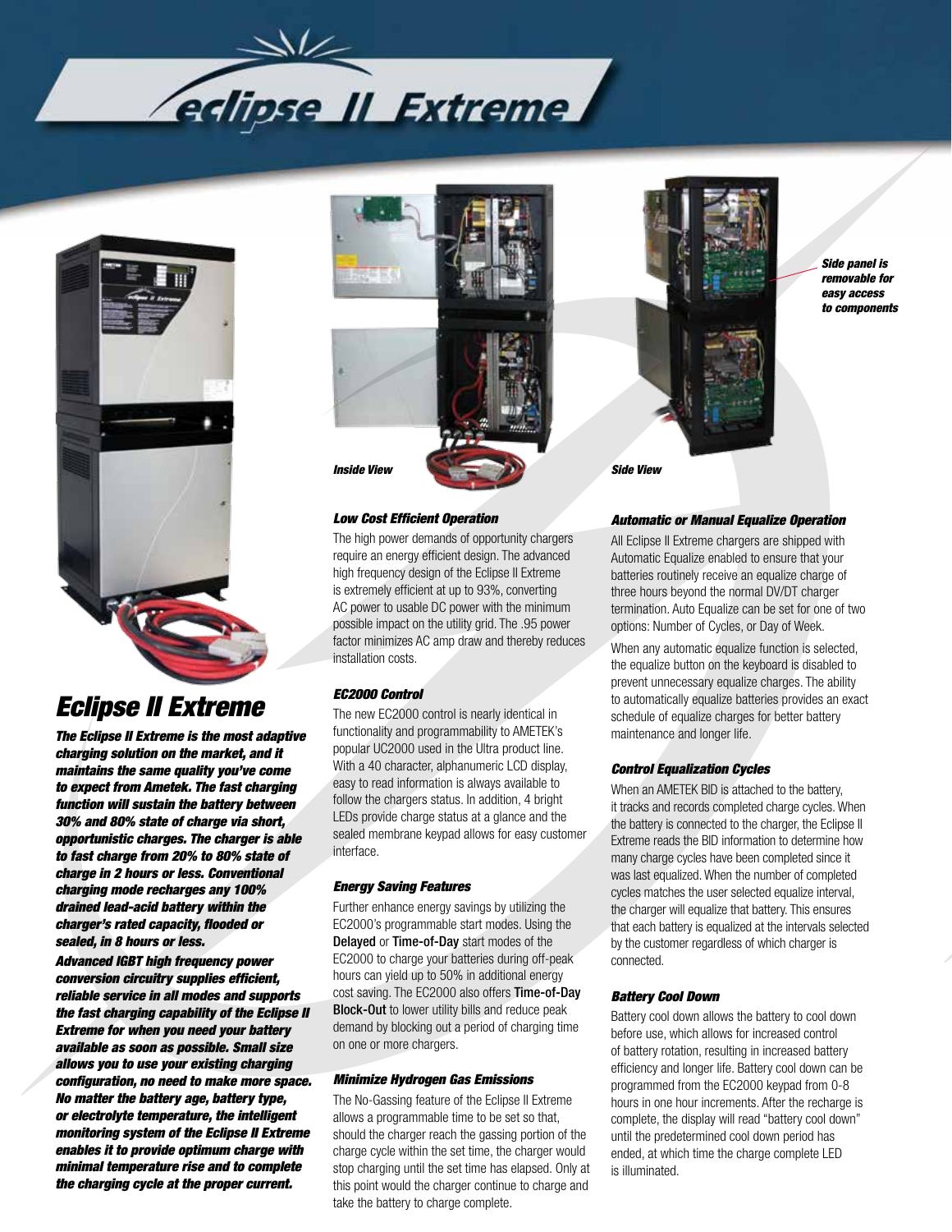# eclipse II Extreme

*Side panel is removable for easy access to components*

*Inside View*

*Side View*

## Eclipse II Extreme

***The Eclipse II Extreme is the most adaptive charging solution on the market, and it maintains the same quality you've come to expect from Ametek. The fast charging function will sustain the battery between 30% and 80% state of charge via short, opportunistic charges. The charger is able to fast charge from 20% to 80% state of charge in 2 hours or less. Conventional charging mode recharges any 100% drained lead-acid battery within the charger's rated capacity, flooded or sealed, in 8 hours or less.***

***Advanced IGBT high frequency power conversion circuitry supplies efficient, reliable service in all modes and supports the fast charging capability of the Eclipse II Extreme for when you need your battery available as soon as possible. Small size allows you to use your existing charging configuration, no need to make more space. No matter the battery age, battery type, or electrolyte temperature, the intelligent monitoring system of the Eclipse II Extreme enables it to provide optimum charge with minimal temperature rise and to complete the charging cycle at the proper current.***

### Low Cost Efficient Operation

The high power demands of opportunity chargers require an energy efficient design. The advanced high frequency design of the Eclipse II Extreme is extremely efficient at up to 93%, converting AC power to usable DC power with the minimum possible impact on the utility grid. The .95 power factor minimizes AC amp draw and thereby reduces installation costs.

### EC2000 Control

The new EC2000 control is nearly identical in functionality and programmability to AMETEK's popular UC2000 used in the Ultra product line. With a 40 character, alphanumeric LCD display, easy to read information is always available to follow the chargers status. In addition, 4 bright LEDs provide charge status at a glance and the sealed membrane keypad allows for easy customer interface.

### Energy Saving Features

Further enhance energy savings by utilizing the EC2000's programmable start modes. Using the **Delayed** or **Time-of-Day** start modes of the EC2000 to charge your batteries during off-peak hours can yield up to 50% in additional energy cost saving. The EC2000 also offers **Time-of-Day Block-Out** to lower utility bills and reduce peak demand by blocking out a period of charging time on one or more chargers.

### Minimize Hydrogen Gas Emissions

The No-Gassing feature of the Eclipse II Extreme allows a programmable time to be set so that, should the charger reach the gassing portion of the charge cycle within the set time, the charger would stop charging until the set time has elapsed. Only at this point would the charger continue to charge and take the battery to charge complete.

### Automatic or Manual Equalize Operation

All Eclipse II Extreme chargers are shipped with Automatic Equalize enabled to ensure that your batteries routinely receive an equalize charge of three hours beyond the normal DV/DT charger termination. Auto Equalize can be set for one of two options: Number of Cycles, or Day of Week.

When any automatic equalize function is selected, the equalize button on the keyboard is disabled to prevent unnecessary equalize charges. The ability to automatically equalize batteries provides an exact schedule of equalize charges for better battery maintenance and longer life.

### Control Equalization Cycles

When an AMETEK BID is attached to the battery, it tracks and records completed charge cycles. When the battery is connected to the charger, the Eclipse II Extreme reads the BID information to determine how many charge cycles have been completed since it was last equalized. When the number of completed cycles matches the user selected equalize interval, the charger will equalize that battery. This ensures that each battery is equalized at the intervals selected by the customer regardless of which charger is connected.

### Battery Cool Down

Battery cool down allows the battery to cool down before use, which allows for increased control of battery rotation, resulting in increased battery efficiency and longer life. Battery cool down can be programmed from the EC2000 keypad from 0-8 hours in one hour increments. After the recharge is complete, the display will read "battery cool down" until the predetermined cool down period has ended, at which time the charge complete LED is illuminated.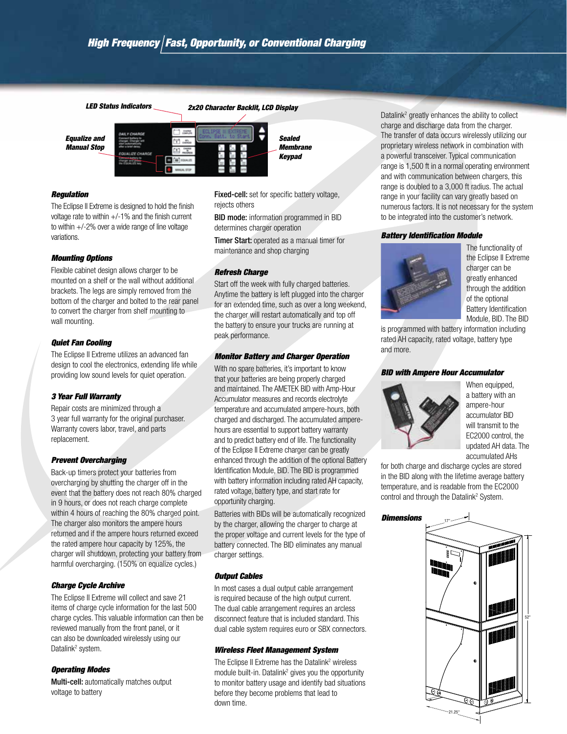## High Frequency | Fast, Opportunity, or Conventional Charging

LED Status Indicators
2x20 Character Backlit, LCD Display
Equalize and Manual Stop
Sealed Membrane Keypad

### Regulation

The Eclipse II Extreme is designed to hold the finish voltage rate to within +/-1% and the finish current to within +/-2% over a wide range of line voltage variations.

### Mounting Options

Flexible cabinet design allows charger to be mounted on a shelf or the wall without additional brackets. The legs are simply removed from the bottom of the charger and bolted to the rear panel to convert the charger from shelf mounting to wall mounting.

### Quiet Fan Cooling

The Eclipse II Extreme utilizes an advanced fan design to cool the electronics, extending life while providing low sound levels for quiet operation.

### 3 Year Full Warranty

Repair costs are minimized through a 3 year full warranty for the original purchaser. Warranty covers labor, travel, and parts replacement.

### Prevent Overcharging

Back-up timers protect your batteries from overcharging by shutting the charger off in the event that the battery does not reach 80% charged in 9 hours, or does not reach charge complete within 4 hours of reaching the 80% charged point. The charger also monitors the ampere hours returned and if the ampere hours returned exceed the rated ampere hour capacity by 125%, the charger will shutdown, protecting your battery from harmful overcharging. (150% on equalize cycles.)

### Charge Cycle Archive

The Eclipse II Extreme will collect and save 21 items of charge cycle information for the last 500 charge cycles. This valuable information can then be reviewed manually from the front panel, or it can also be downloaded wirelessly using our Datalink[2] system.

### Operating Modes

**Multi-cell:** automatically matches output voltage to battery

**Fixed-cell:** set for specific battery voltage, rejects others

**BID mode:** information programmed in BID determines charger operation

**Timer Start:** operated as a manual timer for maintenance and shop charging

### Refresh Charge

Start off the week with fully charged batteries. Anytime the battery is left plugged into the charger for an extended time, such as over a long weekend, the charger will restart automatically and top off the battery to ensure your trucks are running at peak performance.

### Monitor Battery and Charger Operation

With no spare batteries, it's important to know that your batteries are being properly charged and maintained. The AMETEK BID with Amp-Hour Accumulator measures and records electrolyte temperature and accumulated ampere-hours, both charged and discharged. The accumulated ampere-hours are essential to support battery warranty and to predict battery end of life. The functionality of the Eclipse II Extreme charger can be greatly enhanced through the addition of the optional Battery Identification Module, BID. The BID is programmed with battery information including rated AH capacity, rated voltage, battery type, and start rate for opportunity charging.

Batteries with BIDs will be automatically recognized by the charger, allowing the charger to charge at the proper voltage and current levels for the type of battery connected. The BID eliminates any manual charger settings.

### Output Cables

In most cases a dual output cable arrangement is required because of the high output current. The dual cable arrangement requires an arcless disconnect feature that is included standard. This dual cable system requires euro or SBX connectors.

### Wireless Fleet Management System

The Eclipse II Extreme has the Datalink[2] wireless module built-in. Datalink[2] gives you the opportunity to monitor battery usage and identify bad situations before they become problems that lead to down time.

Datalink[2] greatly enhances the ability to collect charge and discharge data from the charger. The transfer of data occurs wirelessly utilizing our proprietary wireless network in combination with a powerful transceiver. Typical communication range is 1,500 ft in a normal operating environment and with communication between chargers, this range is doubled to a 3,000 ft radius. The actual range in your facility can vary greatly based on numerous factors. It is not necessary for the system to be integrated into the customer's network.

### Battery Identification Module

The functionality of the Eclipse II Extreme charger can be greatly enhanced through the addition of the optional Battery Identification Module, BID. The BID is programmed with battery information including rated AH capacity, rated voltage, battery type and more.

### BID with Ampere Hour Accumulator

When equipped, a battery with an ampere-hour accumulator BID will transmit to the EC2000 control, the updated AH data. The accumulated AHs for both charge and discharge cycles are stored in the BID along with the lifetime average battery temperature, and is readable from the EC2000 control and through the Datalink[2] System.

### Dimensions

17"
52"
21.25"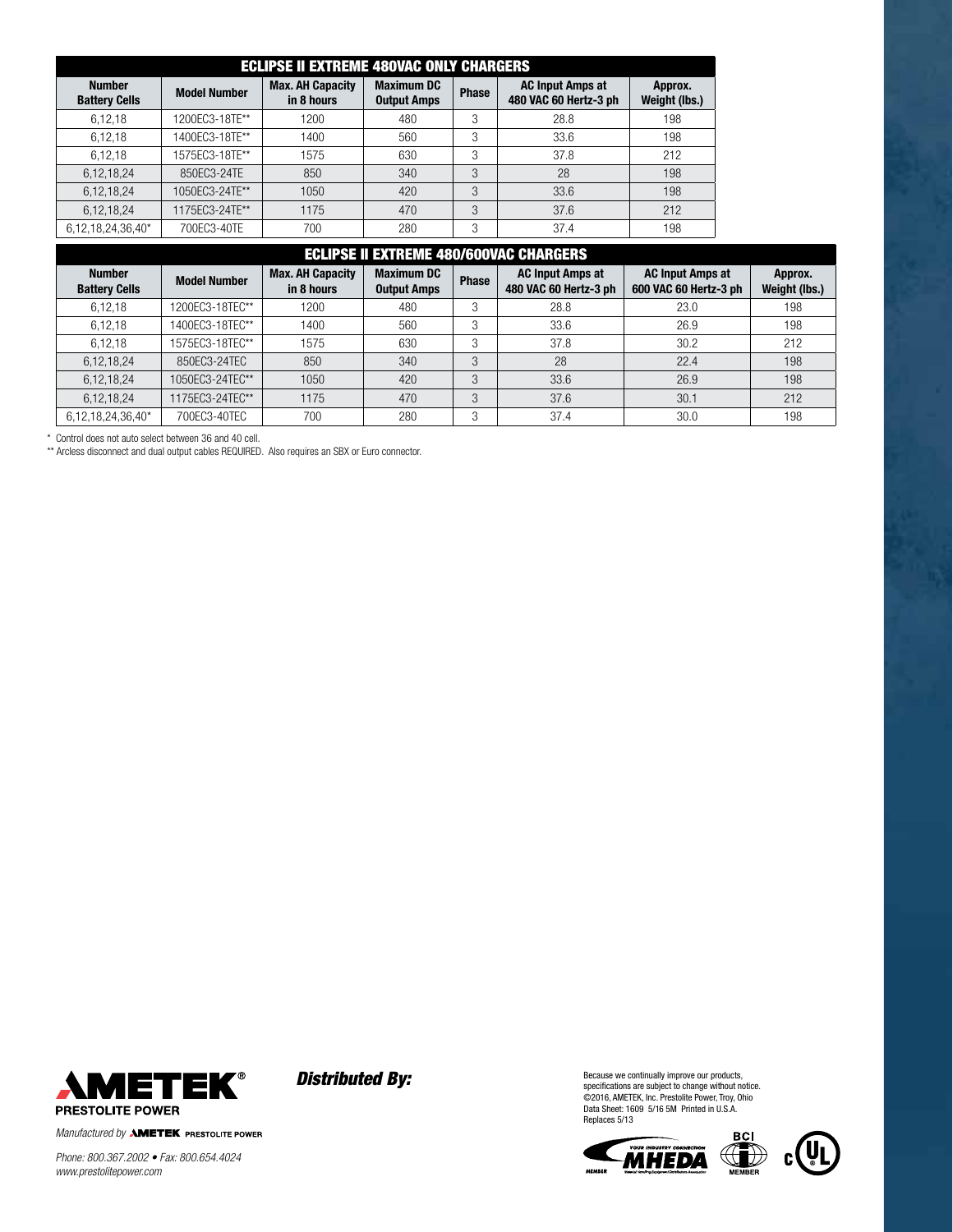## ECLIPSE II EXTREME 480VAC ONLY CHARGERS

| Number Battery Cells | Model Number | Max. AH Capacity in 8 hours | Maximum DC Output Amps | Phase | AC Input Amps at 480 VAC 60 Hertz-3 ph | Approx. Weight (lbs.) |
|---|---|---|---|---|---|---|
| 6,12,18 | 1200EC3-18TE** | 1200 | 480 | 3 | 28.8 | 198 |
| 6,12,18 | 1400EC3-18TE** | 1400 | 560 | 3 | 33.6 | 198 |
| 6,12,18 | 1575EC3-18TE** | 1575 | 630 | 3 | 37.8 | 212 |
| 6,12,18,24 | 850EC3-24TE | 850 | 340 | 3 | 28 | 198 |
| 6,12,18,24 | 1050EC3-24TE** | 1050 | 420 | 3 | 33.6 | 198 |
| 6,12,18,24 | 1175EC3-24TE** | 1175 | 470 | 3 | 37.6 | 212 |
| 6,12,18,24,36,40* | 700EC3-40TE | 700 | 280 | 3 | 37.4 | 198 |

## ECLIPSE II EXTREME 480/600VAC CHARGERS

| Number Battery Cells | Model Number | Max. AH Capacity in 8 hours | Maximum DC Output Amps | Phase | AC Input Amps at 480 VAC 60 Hertz-3 ph | AC Input Amps at 600 VAC 60 Hertz-3 ph | Approx. Weight (lbs.) |
|---|---|---|---|---|---|---|---|
| 6,12,18 | 1200EC3-18TEC** | 1200 | 480 | 3 | 28.8 | 23.0 | 198 |
| 6,12,18 | 1400EC3-18TEC** | 1400 | 560 | 3 | 33.6 | 26.9 | 198 |
| 6,12,18 | 1575EC3-18TEC** | 1575 | 630 | 3 | 37.8 | 30.2 | 212 |
| 6,12,18,24 | 850EC3-24TEC | 850 | 340 | 3 | 28 | 22.4 | 198 |
| 6,12,18,24 | 1050EC3-24TEC** | 1050 | 420 | 3 | 33.6 | 26.9 | 198 |
| 6,12,18,24 | 1175EC3-24TEC** | 1175 | 470 | 3 | 37.6 | 30.1 | 212 |
| 6,12,18,24,36,40* | 700EC3-40TEC | 700 | 280 | 3 | 37.4 | 30.0 | 198 |

* Control does not auto select between 36 and 40 cell.

** Arcless disconnect and dual output cables REQUIRED. Also requires an SBX or Euro connector.

AMETEK® PRESTOLITE POWER

*Manufactured by* AMETEK PRESTOLITE POWER

*Phone: 800.367.2002 • Fax: 800.654.4024*
*www.prestolitepower.com*

***Distributed By:***

Because we continually improve our products, specifications are subject to change without notice.
©2016, AMETEK, Inc. Prestolite Power, Troy, Ohio
Data Sheet: 1609 5/16 5M Printed in U.S.A.
Replaces 5/13